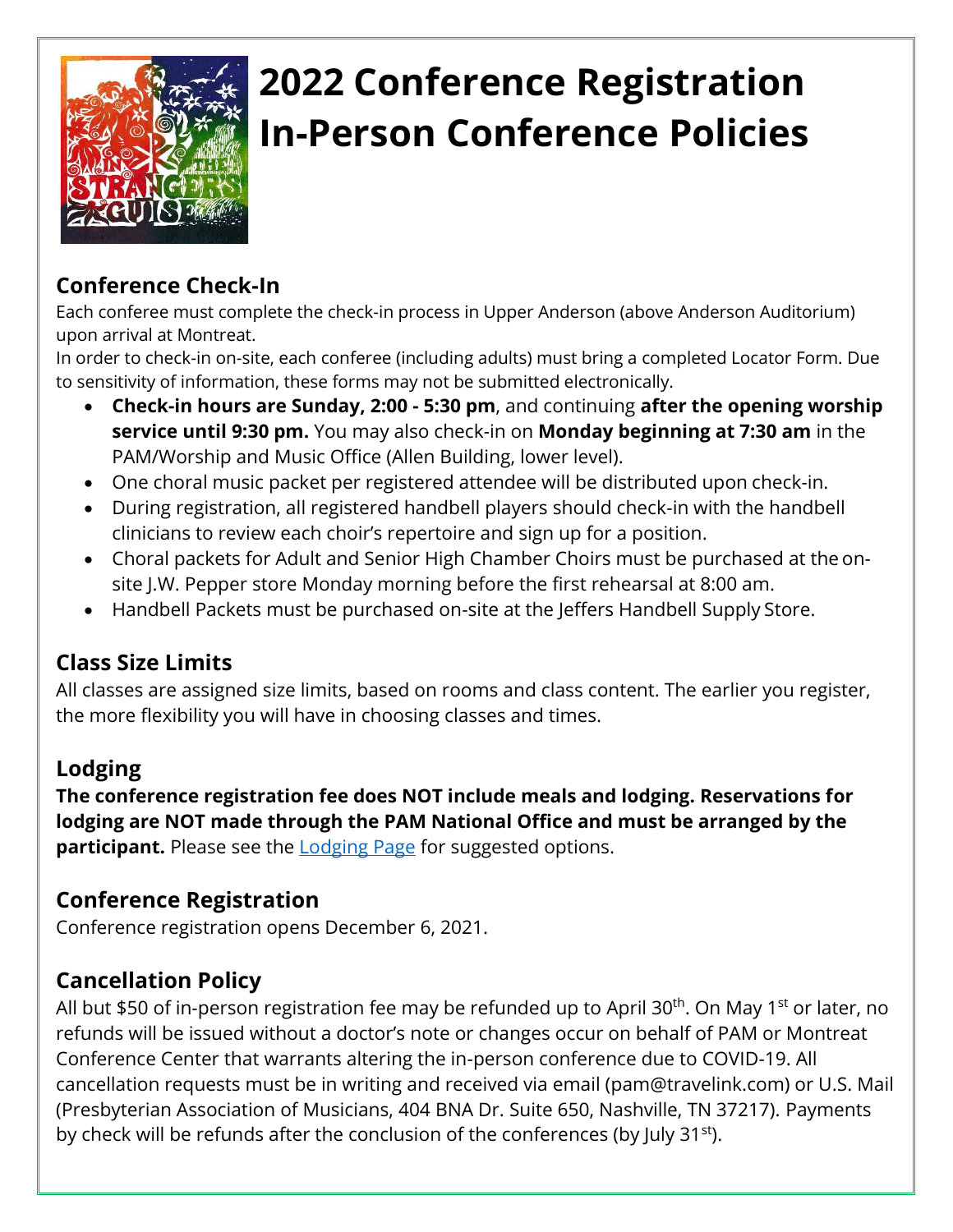# 2022 Conference Registration In-Person Conference Policies

## Conference Check-In

Each conferee must complete the check-in process in Upper Anderson (above Anderson Auditorium) upon arrival at Montreat.

In order to check-in on-site, each conferee (including adults) must bring a completed Locator Form. Due to sensitivity of information, these forms may not be submitted electronically.

- **Check-in hours are Sunday, 2:00 - 5:30 pm**, and continuing **after the opening worship service until 9:30 pm.** You may also check-in on **Monday beginning at 7:30 am** in the PAM/Worship and Music Office (Allen Building, lower level).
- One choral music packet per registered attendee will be distributed upon check-in.
- During registration, all registered handbell players should check-in with the handbell clinicians to review each choir's repertoire and sign up for a position.
- Choral packets for Adult and Senior High Chamber Choirs must be purchased at the on-site J.W. Pepper store Monday morning before the first rehearsal at 8:00 am.
- Handbell Packets must be purchased on-site at the Jeffers Handbell Supply Store.

## Class Size Limits

All classes are assigned size limits, based on rooms and class content. The earlier you register, the more flexibility you will have in choosing classes and times.

## Lodging

**The conference registration fee does NOT include meals and lodging. Reservations for lodging are NOT made through the PAM National Office and must be arranged by the participant.** Please see the Lodging Page for suggested options.

## Conference Registration

Conference registration opens December 6, 2021.

## Cancellation Policy

All but $50 of in-person registration fee may be refunded up to April 30th. On May 1st or later, no refunds will be issued without a doctor's note or changes occur on behalf of PAM or Montreat Conference Center that warrants altering the in-person conference due to COVID-19. All cancellation requests must be in writing and received via email (pam@travelink.com) or U.S. Mail (Presbyterian Association of Musicians, 404 BNA Dr. Suite 650, Nashville, TN 37217). Payments by check will be refunds after the conclusion of the conferences (by July 31st).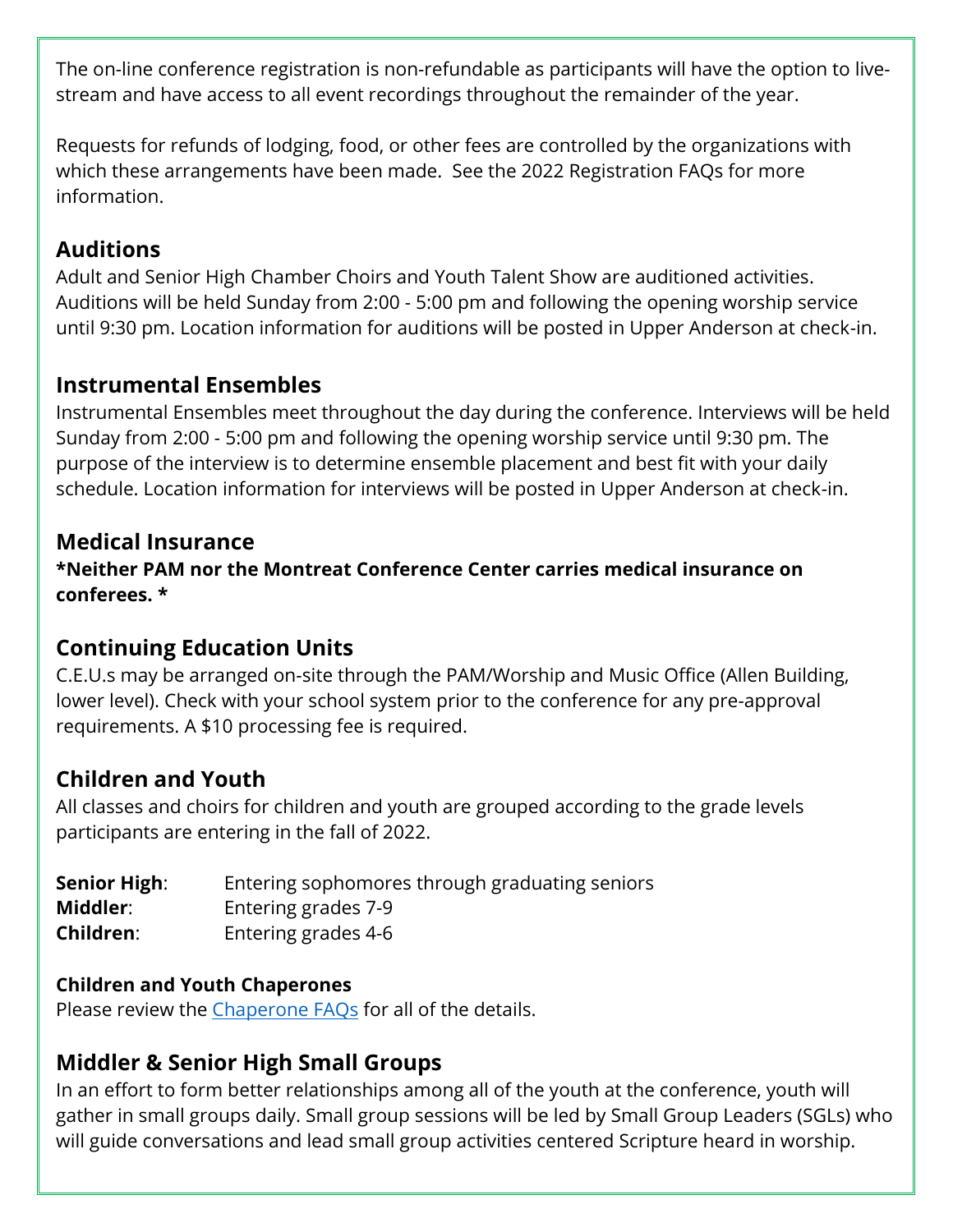The on-line conference registration is non-refundable as participants will have the option to live-stream and have access to all event recordings throughout the remainder of the year.

Requests for refunds of lodging, food, or other fees are controlled by the organizations with which these arrangements have been made. See the 2022 Registration FAQs for more information.

## Auditions

Adult and Senior High Chamber Choirs and Youth Talent Show are auditioned activities. Auditions will be held Sunday from 2:00 - 5:00 pm and following the opening worship service until 9:30 pm. Location information for auditions will be posted in Upper Anderson at check-in.

## Instrumental Ensembles

Instrumental Ensembles meet throughout the day during the conference. Interviews will be held Sunday from 2:00 - 5:00 pm and following the opening worship service until 9:30 pm. The purpose of the interview is to determine ensemble placement and best fit with your daily schedule. Location information for interviews will be posted in Upper Anderson at check-in.

## Medical Insurance

***Neither PAM nor the Montreat Conference Center carries medical insurance on conferees. ***

## Continuing Education Units

C.E.U.s may be arranged on-site through the PAM/Worship and Music Office (Allen Building, lower level). Check with your school system prior to the conference for any pre-approval requirements. A $10 processing fee is required.

## Children and Youth

All classes and choirs for children and youth are grouped according to the grade levels participants are entering in the fall of 2022.

| | |
|---|---|
| **Senior High**: | Entering sophomores through graduating seniors |
| **Middler**: | Entering grades 7-9 |
| **Children**: | Entering grades 4-6 |

**Children and Youth Chaperones**

Please review the Chaperone FAQs for all of the details.

## Middler & Senior High Small Groups

In an effort to form better relationships among all of the youth at the conference, youth will gather in small groups daily. Small group sessions will be led by Small Group Leaders (SGLs) who will guide conversations and lead small group activities centered Scripture heard in worship.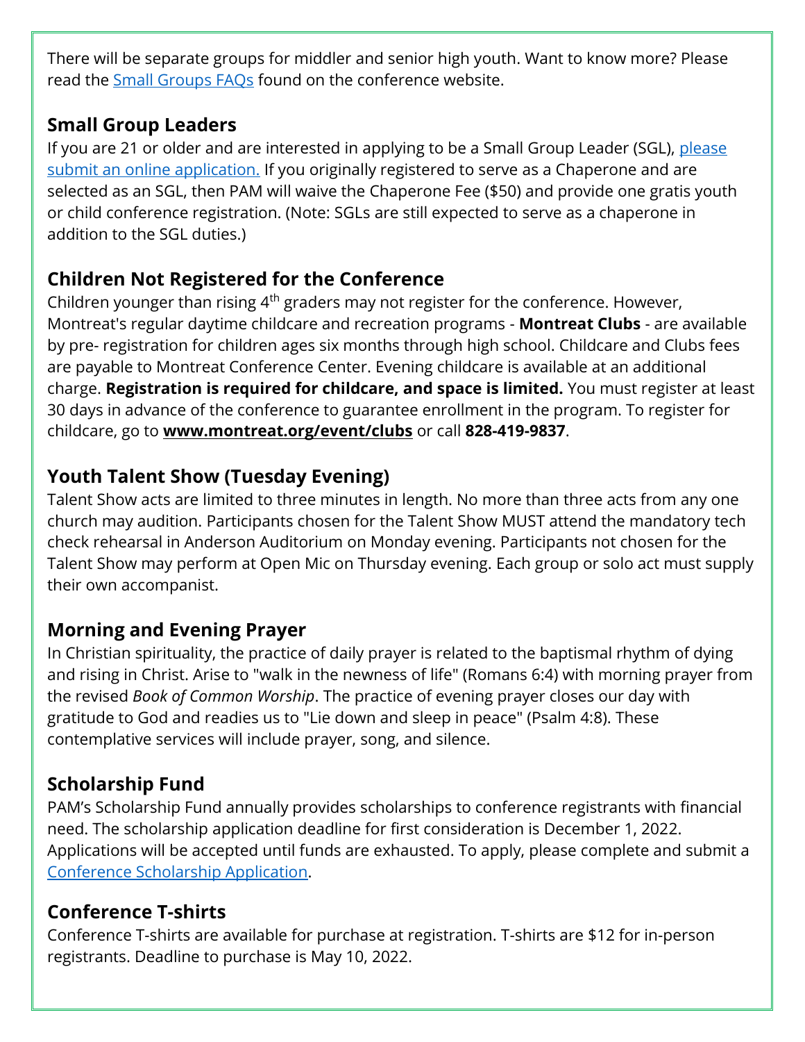There will be separate groups for middler and senior high youth. Want to know more? Please read the Small Groups FAQs found on the conference website.

## Small Group Leaders

If you are 21 or older and are interested in applying to be a Small Group Leader (SGL), please submit an online application. If you originally registered to serve as a Chaperone and are selected as an SGL, then PAM will waive the Chaperone Fee ($50) and provide one gratis youth or child conference registration. (Note: SGLs are still expected to serve as a chaperone in addition to the SGL duties.)

## Children Not Registered for the Conference

Children younger than rising 4th graders may not register for the conference. However, Montreat's regular daytime childcare and recreation programs - **Montreat Clubs** - are available by pre- registration for children ages six months through high school. Childcare and Clubs fees are payable to Montreat Conference Center. Evening childcare is available at an additional charge. **Registration is required for childcare, and space is limited.** You must register at least 30 days in advance of the conference to guarantee enrollment in the program. To register for childcare, go to **www.montreat.org/event/clubs** or call **828-419-9837**.

## Youth Talent Show (Tuesday Evening)

Talent Show acts are limited to three minutes in length. No more than three acts from any one church may audition. Participants chosen for the Talent Show MUST attend the mandatory tech check rehearsal in Anderson Auditorium on Monday evening. Participants not chosen for the Talent Show may perform at Open Mic on Thursday evening. Each group or solo act must supply their own accompanist.

## Morning and Evening Prayer

In Christian spirituality, the practice of daily prayer is related to the baptismal rhythm of dying and rising in Christ. Arise to "walk in the newness of life" (Romans 6:4) with morning prayer from the revised *Book of Common Worship*. The practice of evening prayer closes our day with gratitude to God and readies us to "Lie down and sleep in peace" (Psalm 4:8). These contemplative services will include prayer, song, and silence.

## Scholarship Fund

PAM's Scholarship Fund annually provides scholarships to conference registrants with financial need. The scholarship application deadline for first consideration is December 1, 2022. Applications will be accepted until funds are exhausted. To apply, please complete and submit a Conference Scholarship Application.

## Conference T-shirts

Conference T-shirts are available for purchase at registration. T-shirts are $12 for in-person registrants. Deadline to purchase is May 10, 2022.